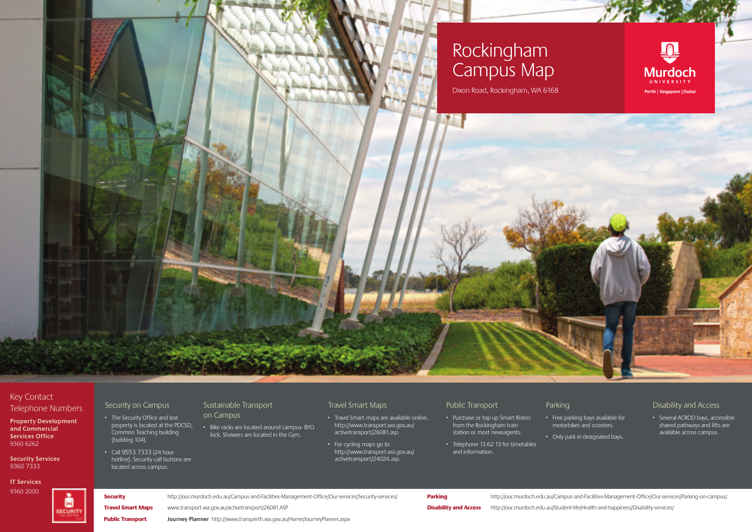# Rockingham Campus Map

Dixon Road, Rockingham, WA 6168

Murdoch UNIVERSITY

Perth | Singapore | Dubai

## Key Contact Telephone Numbers

**Property Development and Commercial Services Office**
9360 6262

**Security Services**
9360 7333

**IT Services**
9360 2000

## Security on Campus

- The Security Office and lost property is located at the PDCSO, Common Teaching building (building 104).
- Call 9553 7333 (24 hour hotline). Security call buttons are located across campus.

## Sustainable Transport on Campus

- Bike racks are located around campus- BYO lock. Showers are located in the Gym.

## Travel Smart Maps

- Travel Smart maps are available online. http://www.transport.wa.gov.au/activetransport/26081.asp
- For cycling maps go to http://www.transport.wa.gov.au/activetransport/24024.asp.

## Public Transport

- Purchase or top up Smart Riders from the Rockingham train station or most newsagents.
- Telephone 13 62 13 for timetables and information.

## Parking

- Free parking bays available for motorbikes and scooters.
- Only park in designated bays.

## Disability and Access

- Several ACROD bays, accessible shared pathways and lifts are available across campus.

**Security** http://our.murdoch.edu.au/Campus-and-Facilities-Management-Office/Our-services/Security-services/

**Travel Smart Maps** www.transport.wa.gov.au/activetransport/26081.ASP

**Public Transport** **Journey Planner** http://www.transperth.wa.gov.au/Home/JourneyPlanner.aspx

**Parking** http://our.murdoch.edu.au/Campus-and-Facilities-Management-Office/Our-services/Parking-on-campus/

**Disability and Access** http://our.murdoch.edu.au/Student-life/Health-and-happiness/Disability-services/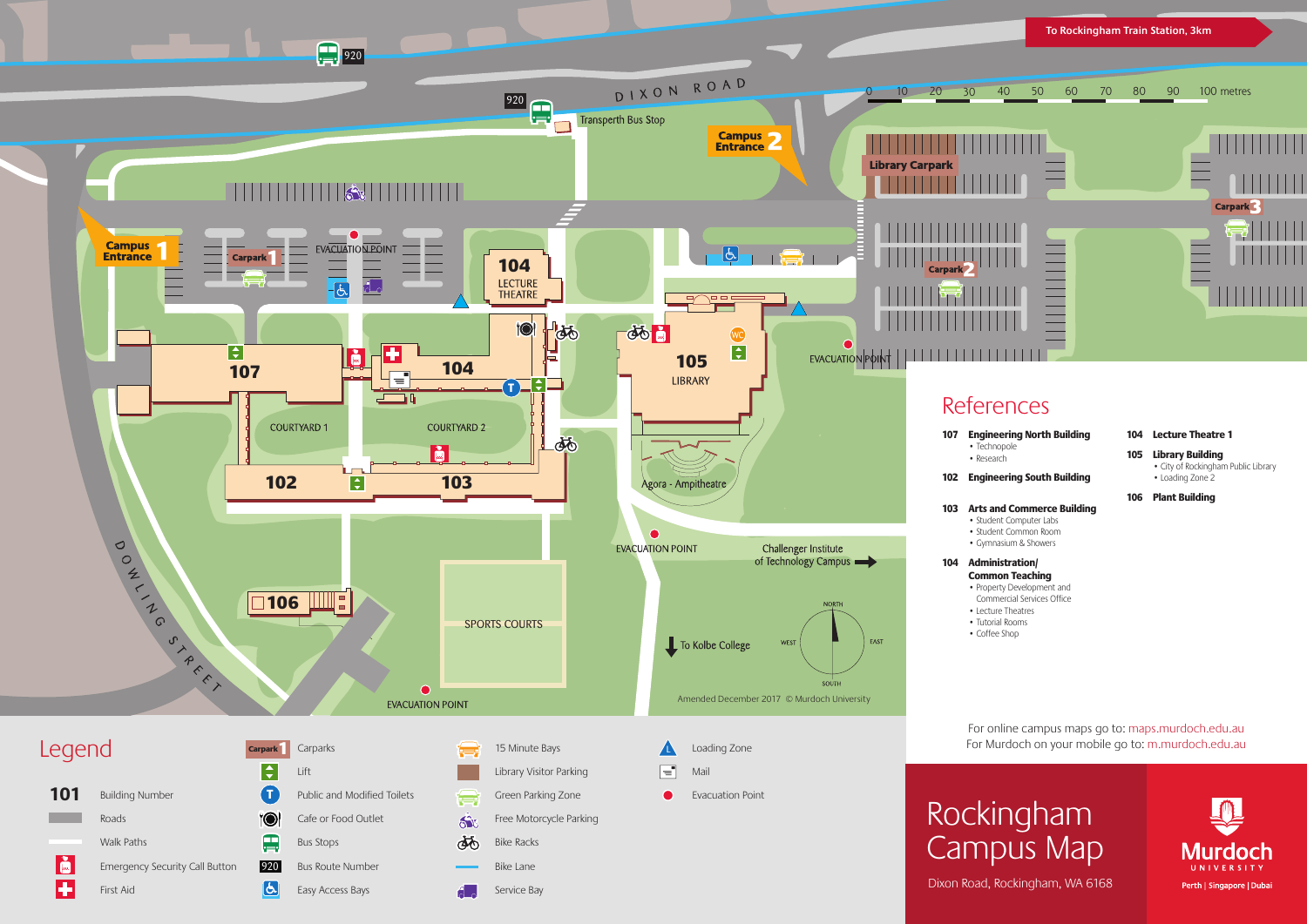# Rockingham Campus Map

Dixon Road, Rockingham, WA 6168

Murdoch University

Perth | Singapore | Dubai

To Rockingham Train Station, 3km

DIXON ROAD

DOWLING STREET

920

Transperth Bus Stop

Campus Entrance 1

Campus Entrance 2

Carpark 1

Carpark 2

Carpark 3

Library Carpark

EVACUATION POINT

104 LECTURE THEATRE

107

104

105 LIBRARY

102

103

COURTYARD 1

COURTYARD 2

Agora - Ampitheatre

106

SPORTS COURTS

Challenger Institute of Technology Campus

To Kolbe College

0 10 20 30 40 50 60 70 80 90 100 metres

NORTH

SOUTH

EAST

WEST

Amended December 2017 © Murdoch University

## References

**107 Engineering North Building**
- Technopole
- Research

**102 Engineering South Building**

**103 Arts and Commerce Building**
- Student Computer Labs
- Student Common Room
- Gymnasium & Showers

**104 Administration/ Common Teaching**
- Property Development and Commercial Services Office
- Lecture Theatres
- Tutorial Rooms
- Coffee Shop

**104 Lecture Theatre 1**

**105 Library Building**
- City of Rockingham Public Library
- Loading Zone 2

**106 Plant Building**

For online campus maps go to: maps.murdoch.edu.au

For Murdoch on your mobile go to: m.murdoch.edu.au

## Legend

- 101 Building Number
- Roads
- Walk Paths
- Emergency Security Call Button
- First Aid
- Carparks
- Lift
- Public and Modified Toilets
- Cafe or Food Outlet
- Bus Stops
- 920 Bus Route Number
- Easy Access Bays
- 15 Minute Bays
- Library Visitor Parking
- Green Parking Zone
- Free Motorcycle Parking
- Bike Racks
- Bike Lane
- Service Bay
- Loading Zone
- Mail
- Evacuation Point